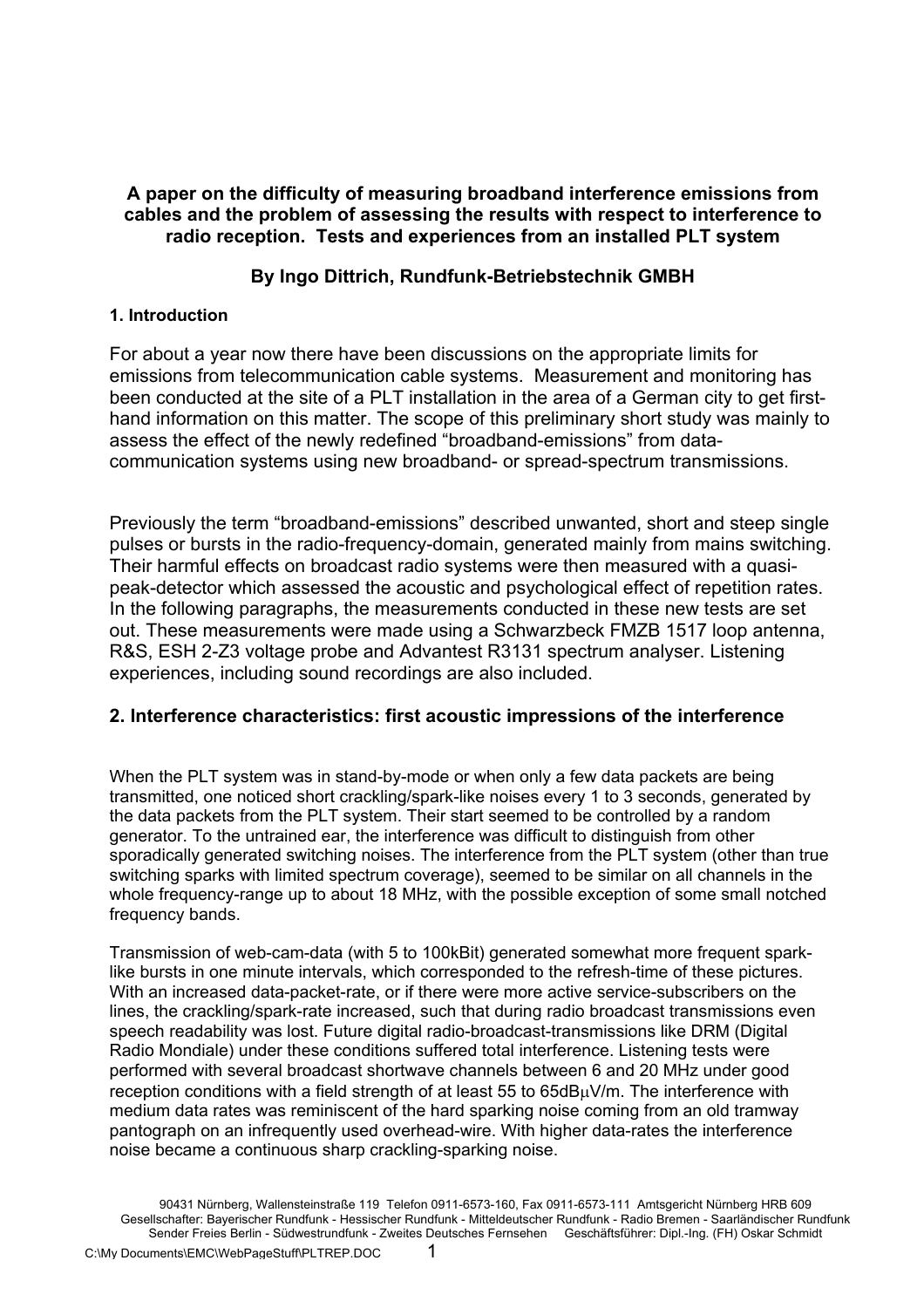**A paper on the difficulty of measuring broadband interference emissions from cables and the problem of assessing the results with respect to interference to radio reception. Tests and experiences from an installed PLT system**

**By Ingo Dittrich, Rundfunk-Betriebstechnik GMBH**

## 1. Introduction

For about a year now there have been discussions on the appropriate limits for emissions from telecommunication cable systems. Measurement and monitoring has been conducted at the site of a PLT installation in the area of a German city to get first-hand information on this matter. The scope of this preliminary short study was mainly to assess the effect of the newly redefined "broadband-emissions" from data-communication systems using new broadband- or spread-spectrum transmissions.

Previously the term "broadband-emissions" described unwanted, short and steep single pulses or bursts in the radio-frequency-domain, generated mainly from mains switching. Their harmful effects on broadcast radio systems were then measured with a quasi-peak-detector which assessed the acoustic and psychological effect of repetition rates. In the following paragraphs, the measurements conducted in these new tests are set out. These measurements were made using a Schwarzbeck FMZB 1517 loop antenna, R&S, ESH 2-Z3 voltage probe and Advantest R3131 spectrum analyser. Listening experiences, including sound recordings are also included.

## 2. Interference characteristics: first acoustic impressions of the interference

When the PLT system was in stand-by-mode or when only a few data packets are being transmitted, one noticed short crackling/spark-like noises every 1 to 3 seconds, generated by the data packets from the PLT system. Their start seemed to be controlled by a random generator. To the untrained ear, the interference was difficult to distinguish from other sporadically generated switching noises. The interference from the PLT system (other than true switching sparks with limited spectrum coverage), seemed to be similar on all channels in the whole frequency-range up to about 18 MHz, with the possible exception of some small notched frequency bands.

Transmission of web-cam-data (with 5 to 100kBit) generated somewhat more frequent spark-like bursts in one minute intervals, which corresponded to the refresh-time of these pictures. With an increased data-packet-rate, or if there were more active service-subscribers on the lines, the crackling/spark-rate increased, such that during radio broadcast transmissions even speech readability was lost. Future digital radio-broadcast-transmissions like DRM (Digital Radio Mondiale) under these conditions suffered total interference. Listening tests were performed with several broadcast shortwave channels between 6 and 20 MHz under good reception conditions with a field strength of at least 55 to 65dBμV/m. The interference with medium data rates was reminiscent of the hard sparking noise coming from an old tramway pantograph on an infrequently used overhead-wire. With higher data-rates the interference noise became a continuous sharp crackling-sparking noise.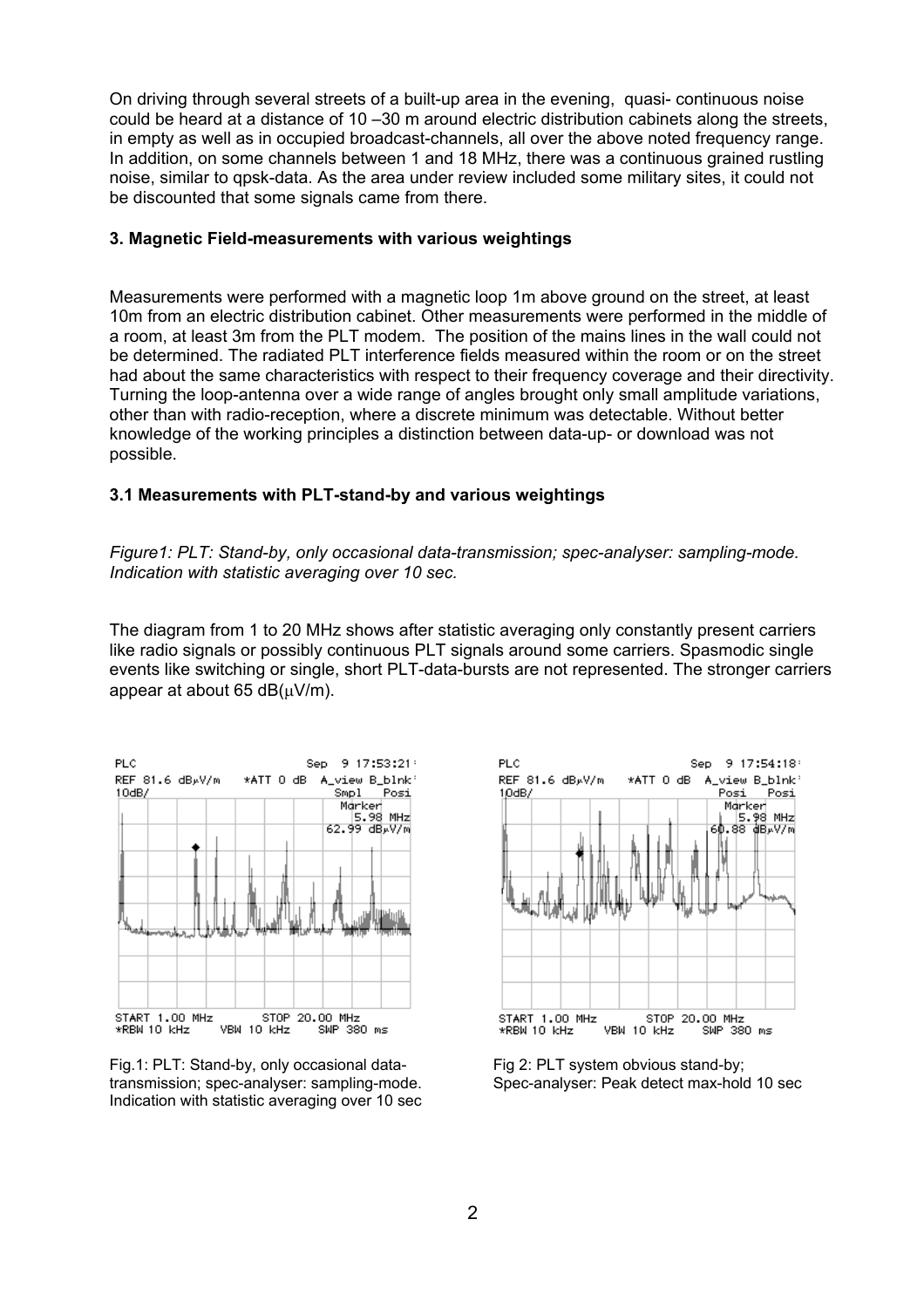On driving through several streets of a built-up area in the evening, quasi- continuous noise could be heard at a distance of 10 –30 m around electric distribution cabinets along the streets, in empty as well as in occupied broadcast-channels, all over the above noted frequency range. In addition, on some channels between 1 and 18 MHz, there was a continuous grained rustling noise, similar to qpsk-data. As the area under review included some military sites, it could not be discounted that some signals came from there.

### 3. Magnetic Field-measurements with various weightings

Measurements were performed with a magnetic loop 1m above ground on the street, at least 10m from an electric distribution cabinet. Other measurements were performed in the middle of a room, at least 3m from the PLT modem. The position of the mains lines in the wall could not be determined. The radiated PLT interference fields measured within the room or on the street had about the same characteristics with respect to their frequency coverage and their directivity. Turning the loop-antenna over a wide range of angles brought only small amplitude variations, other than with radio-reception, where a discrete minimum was detectable. Without better knowledge of the working principles a distinction between data-up- or download was not possible.

### 3.1 Measurements with PLT-stand-by and various weightings

*Figure1: PLT: Stand-by, only occasional data-transmission; spec-analyser: sampling-mode. Indication with statistic averaging over 10 sec.*

The diagram from 1 to 20 MHz shows after statistic averaging only constantly present carriers like radio signals or possibly continuous PLT signals around some carriers. Spasmodic single events like switching or single, short PLT-data-bursts are not represented. The stronger carriers appear at about 65 dB(μV/m).

Fig.1: PLT: Stand-by, only occasional data-transmission; spec-analyser: sampling-mode. Indication with statistic averaging over 10 sec

Fig 2: PLT system obvious stand-by; Spec-analyser: Peak detect max-hold 10 sec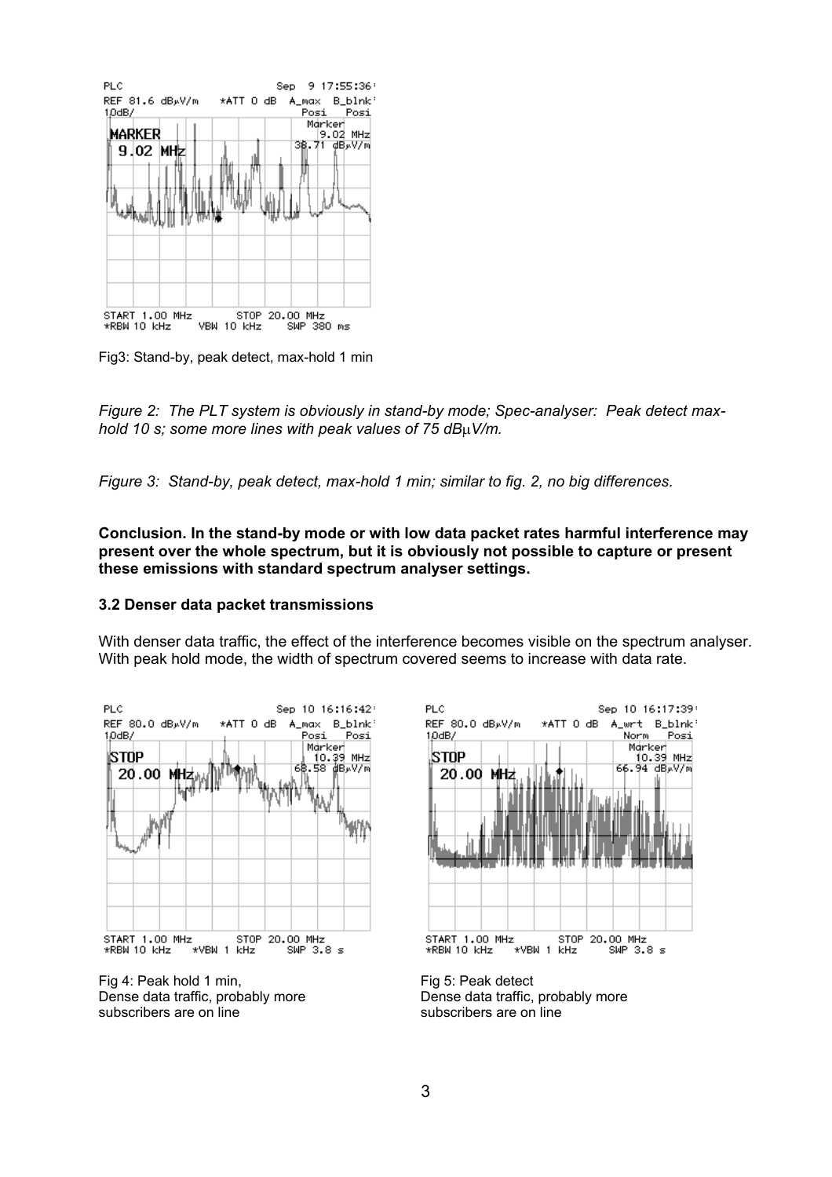Fig3: Stand-by, peak detect, max-hold 1 min

*Figure 2: The PLT system is obviously in stand-by mode; Spec-analyser: Peak detect max-hold 10 s; some more lines with peak values of 75 dBμV/m.*

*Figure 3: Stand-by, peak detect, max-hold 1 min; similar to fig. 2, no big differences.*

**Conclusion. In the stand-by mode or with low data packet rates harmful interference may present over the whole spectrum, but it is obviously not possible to capture or present these emissions with standard spectrum analyser settings.**

### 3.2 Denser data packet transmissions

With denser data traffic, the effect of the interference becomes visible on the spectrum analyser. With peak hold mode, the width of spectrum covered seems to increase with data rate.

Fig 4: Peak hold 1 min,
Dense data traffic, probably more subscribers are on line

Fig 5: Peak detect
Dense data traffic, probably more subscribers are on line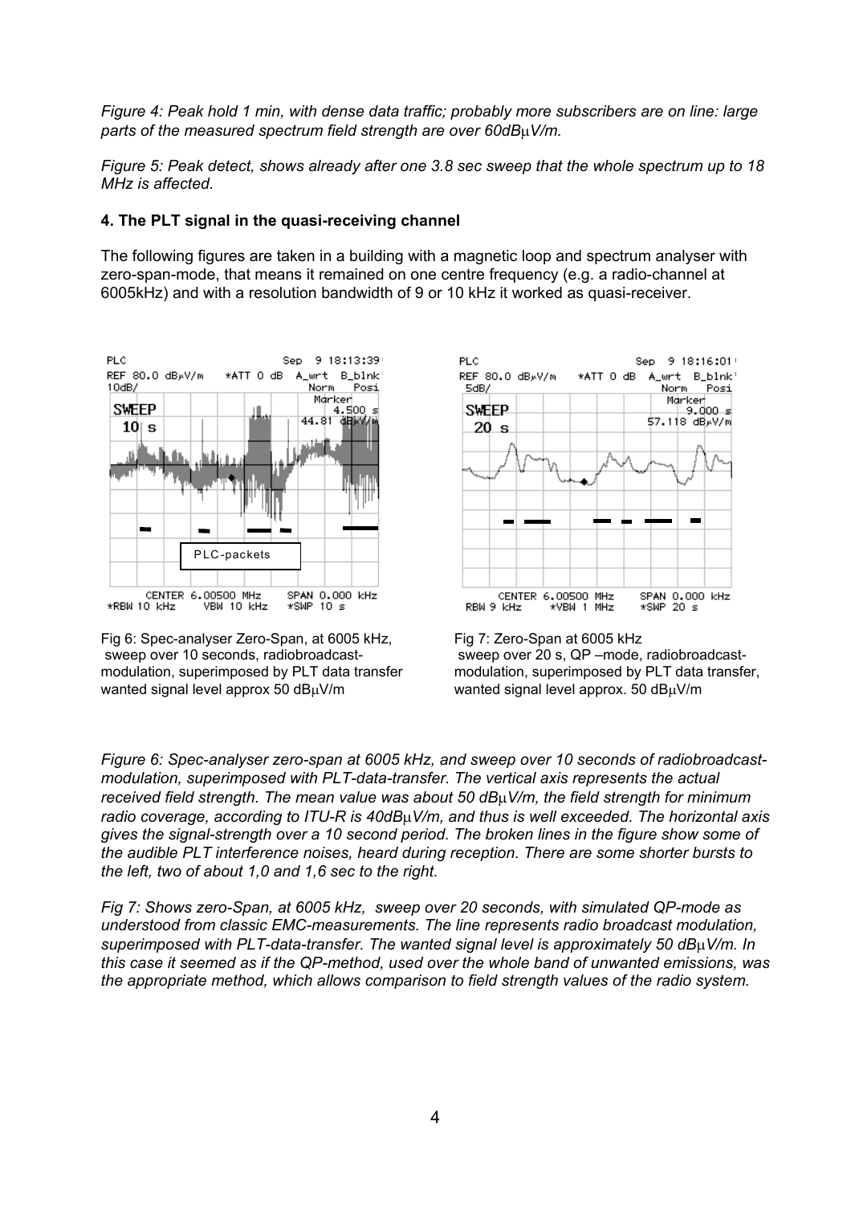*Figure 4: Peak hold 1 min, with dense data traffic; probably more subscribers are on line: large parts of the measured spectrum field strength are over 60dBµV/m.*

*Figure 5: Peak detect, shows already after one 3.8 sec sweep that the whole spectrum up to 18 MHz is affected.*

### 4. The PLT signal in the quasi-receiving channel

The following figures are taken in a building with a magnetic loop and spectrum analyser with zero-span-mode, that means it remained on one centre frequency (e.g. a radio-channel at 6005kHz) and with a resolution bandwidth of 9 or 10 kHz it worked as quasi-receiver.

Fig 6: Spec-analyser Zero-Span, at 6005 kHz, sweep over 10 seconds, radiobroadcast-modulation, superimposed by PLT data transfer wanted signal level approx 50 dBµV/m

Fig 7: Zero-Span at 6005 kHz sweep over 20 s, QP –mode, radiobroadcast-modulation, superimposed by PLT data transfer, wanted signal level approx. 50 dBµV/m

*Figure 6: Spec-analyser zero-span at 6005 kHz, and sweep over 10 seconds of radiobroadcast-modulation, superimposed with PLT-data-transfer. The vertical axis represents the actual received field strength. The mean value was about 50 dBµV/m, the field strength for minimum radio coverage, according to ITU-R is 40dBµV/m, and thus is well exceeded. The horizontal axis gives the signal-strength over a 10 second period. The broken lines in the figure show some of the audible PLT interference noises, heard during reception. There are some shorter bursts to the left, two of about 1,0 and 1,6 sec to the right.*

*Fig 7: Shows zero-Span, at 6005 kHz, sweep over 20 seconds, with simulated QP-mode as understood from classic EMC-measurements. The line represents radio broadcast modulation, superimposed with PLT-data-transfer. The wanted signal level is approximately 50 dBµV/m. In this case it seemed as if the QP-method, used over the whole band of unwanted emissions, was the appropriate method, which allows comparison to field strength values of the radio system.*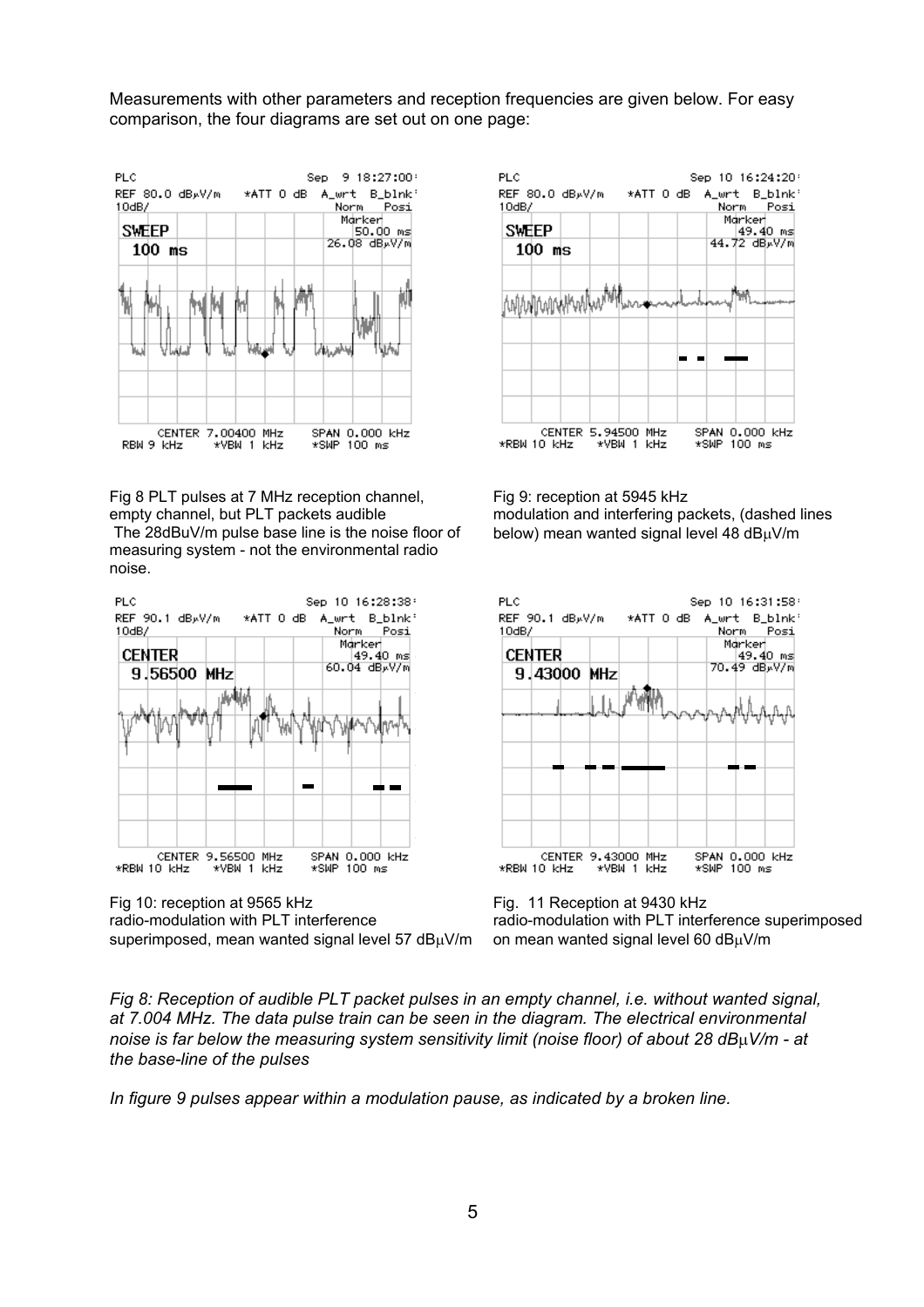Measurements with other parameters and reception frequencies are given below. For easy comparison, the four diagrams are set out on one page:

Fig 8 PLT pulses at 7 MHz reception channel, empty channel, but PLT packets audible
The 28dBuV/m pulse base line is the noise floor of measuring system - not the environmental radio noise.

Fig 9: reception at 5945 kHz
modulation and interfering packets, (dashed lines below) mean wanted signal level 48 dBμV/m

Fig 10: reception at 9565 kHz
radio-modulation with PLT interference superimposed, mean wanted signal level 57 dBμV/m

Fig. 11 Reception at 9430 kHz
radio-modulation with PLT interference superimposed on mean wanted signal level 60 dBμV/m

*Fig 8: Reception of audible PLT packet pulses in an empty channel, i.e. without wanted signal, at 7.004 MHz. The data pulse train can be seen in the diagram. The electrical environmental noise is far below the measuring system sensitivity limit (noise floor) of about 28 dBμV/m - at the base-line of the pulses*

*In figure 9 pulses appear within a modulation pause, as indicated by a broken line.*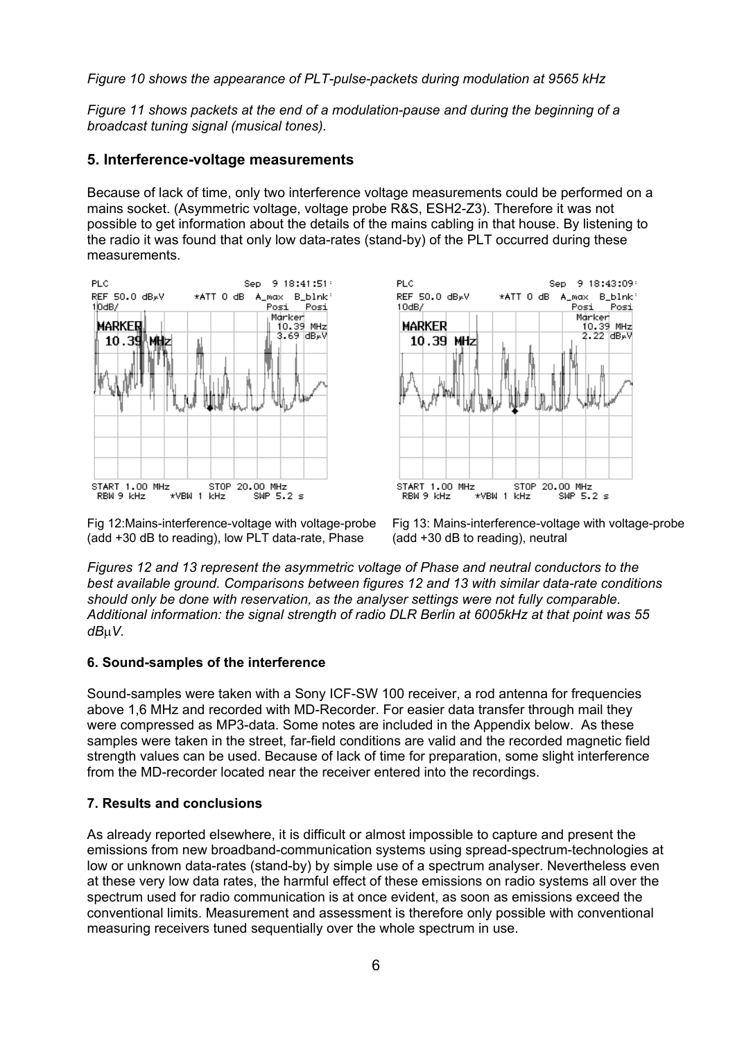*Figure 10 shows the appearance of PLT-pulse-packets during modulation at 9565 kHz*

*Figure 11 shows packets at the end of a modulation-pause and during the beginning of a broadcast tuning signal (musical tones).*

## 5. Interference-voltage measurements

Because of lack of time, only two interference voltage measurements could be performed on a mains socket. (Asymmetric voltage, voltage probe R&S, ESH2-Z3). Therefore it was not possible to get information about the details of the mains cabling in that house. By listening to the radio it was found that only low data-rates (stand-by) of the PLT occurred during these measurements.

Fig 12:Mains-interference-voltage with voltage-probe (add +30 dB to reading), low PLT data-rate, Phase

Fig 13: Mains-interference-voltage with voltage-probe (add +30 dB to reading), neutral

*Figures 12 and 13 represent the asymmetric voltage of Phase and neutral conductors to the best available ground. Comparisons between figures 12 and 13 with similar data-rate conditions should only be done with reservation, as the analyser settings were not fully comparable. Additional information: the signal strength of radio DLR Berlin at 6005kHz at that point was 55 dBµV.*

## 6. Sound-samples of the interference

Sound-samples were taken with a Sony ICF-SW 100 receiver, a rod antenna for frequencies above 1,6 MHz and recorded with MD-Recorder. For easier data transfer through mail they were compressed as MP3-data. Some notes are included in the Appendix below. As these samples were taken in the street, far-field conditions are valid and the recorded magnetic field strength values can be used. Because of lack of time for preparation, some slight interference from the MD-recorder located near the receiver entered into the recordings.

## 7. Results and conclusions

As already reported elsewhere, it is difficult or almost impossible to capture and present the emissions from new broadband-communication systems using spread-spectrum-technologies at low or unknown data-rates (stand-by) by simple use of a spectrum analyser. Nevertheless even at these very low data rates, the harmful effect of these emissions on radio systems all over the spectrum used for radio communication is at once evident, as soon as emissions exceed the conventional limits. Measurement and assessment is therefore only possible with conventional measuring receivers tuned sequentially over the whole spectrum in use.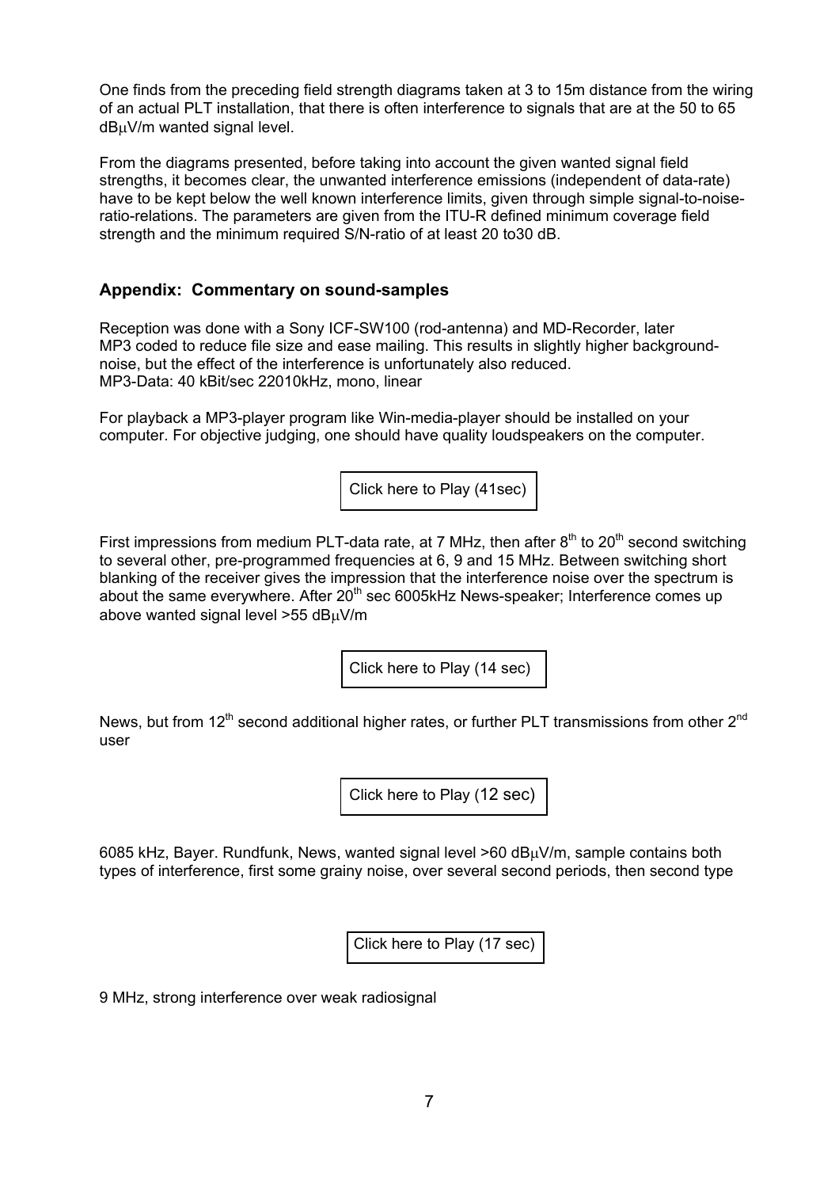One finds from the preceding field strength diagrams taken at 3 to 15m distance from the wiring of an actual PLT installation, that there is often interference to signals that are at the 50 to 65 dBμV/m wanted signal level.

From the diagrams presented, before taking into account the given wanted signal field strengths, it becomes clear, the unwanted interference emissions (independent of data-rate) have to be kept below the well known interference limits, given through simple signal-to-noise-ratio-relations. The parameters are given from the ITU-R defined minimum coverage field strength and the minimum required S/N-ratio of at least 20 to30 dB.

## Appendix: Commentary on sound-samples

Reception was done with a Sony ICF-SW100 (rod-antenna) and MD-Recorder, later MP3 coded to reduce file size and ease mailing. This results in slightly higher background-noise, but the effect of the interference is unfortunately also reduced.
MP3-Data: 40 kBit/sec 22010kHz, mono, linear

For playback a MP3-player program like Win-media-player should be installed on your computer. For objective judging, one should have quality loudspeakers on the computer.

Click here to Play (41sec)

First impressions from medium PLT-data rate, at 7 MHz, then after 8th to 20th second switching to several other, pre-programmed frequencies at 6, 9 and 15 MHz. Between switching short blanking of the receiver gives the impression that the interference noise over the spectrum is about the same everywhere. After 20th sec 6005kHz News-speaker; Interference comes up above wanted signal level >55 dBμV/m

Click here to Play (14 sec)

News, but from 12th second additional higher rates, or further PLT transmissions from other 2nd user

Click here to Play (12 sec)

6085 kHz, Bayer. Rundfunk, News, wanted signal level >60 dBμV/m, sample contains both types of interference, first some grainy noise, over several second periods, then second type

Click here to Play (17 sec)

9 MHz, strong interference over weak radiosignal